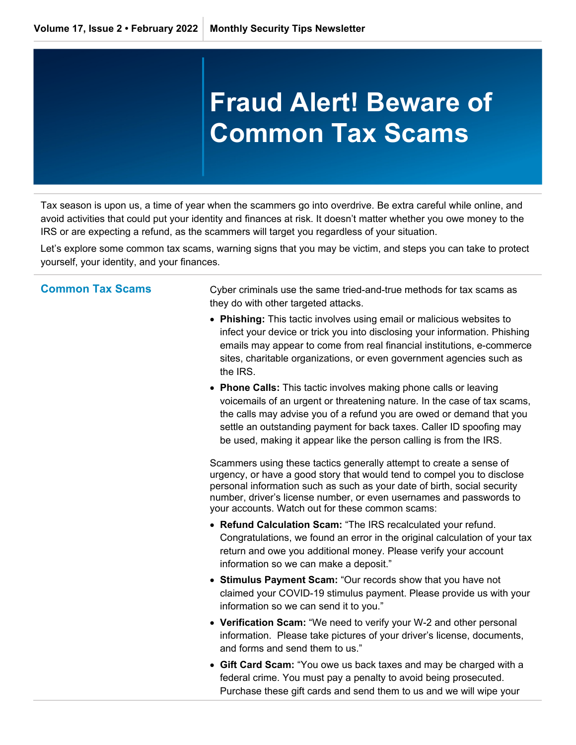# Fraud Alert! Beware of Common Tax Scams

Tax season is upon us, a time of year when the scammers go into overdrive. Be extra careful while online, and avoid activities that could put your identity and finances at risk. It doesn't matter whether you owe money to the IRS or are expecting a refund, as the scammers will target you regardless of your situation.

Let's explore some common tax scams, warning signs that you may be victim, and steps you can take to protect yourself, your identity, and your finances.

## Common Tax Scams

Cyber criminals use the same tried-and-true methods for tax scams as they do with other targeted attacks.

- **Phishing:** This tactic involves using email or malicious websites to infect your device or trick you into disclosing your information. Phishing emails may appear to come from real financial institutions, e-commerce sites, charitable organizations, or even government agencies such as the IRS.
- **Phone Calls:** This tactic involves making phone calls or leaving voicemails of an urgent or threatening nature. In the case of tax scams, the calls may advise you of a refund you are owed or demand that you settle an outstanding payment for back taxes. Caller ID spoofing may be used, making it appear like the person calling is from the IRS.

Scammers using these tactics generally attempt to create a sense of urgency, or have a good story that would tend to compel you to disclose personal information such as such as your date of birth, social security number, driver's license number, or even usernames and passwords to your accounts. Watch out for these common scams:

- **Refund Calculation Scam:** "The IRS recalculated your refund. Congratulations, we found an error in the original calculation of your tax return and owe you additional money. Please verify your account information so we can make a deposit."
- **Stimulus Payment Scam:** "Our records show that you have not claimed your COVID-19 stimulus payment. Please provide us with your information so we can send it to you."
- **Verification Scam:** "We need to verify your W-2 and other personal information. Please take pictures of your driver's license, documents, and forms and send them to us."
- **Gift Card Scam:** "You owe us back taxes and may be charged with a federal crime. You must pay a penalty to avoid being prosecuted. Purchase these gift cards and send them to us and we will wipe your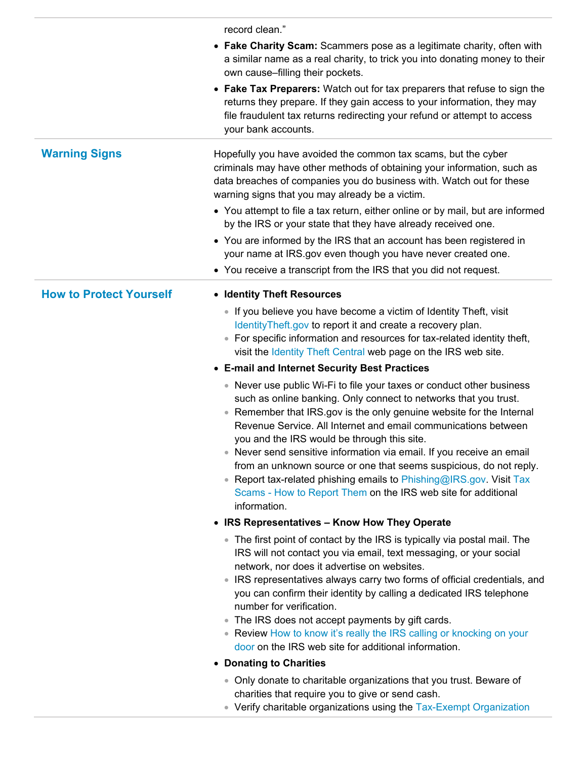record clean."

- **Fake Charity Scam:** Scammers pose as a legitimate charity, often with a similar name as a real charity, to trick you into donating money to their own cause–filling their pockets.
- **Fake Tax Preparers:** Watch out for tax preparers that refuse to sign the returns they prepare. If they gain access to your information, they may file fraudulent tax returns redirecting your refund or attempt to access your bank accounts.

## Warning Signs

Hopefully you have avoided the common tax scams, but the cyber criminals may have other methods of obtaining your information, such as data breaches of companies you do business with. Watch out for these warning signs that you may already be a victim.

- You attempt to file a tax return, either online or by mail, but are informed by the IRS or your state that they have already received one.
- You are informed by the IRS that an account has been registered in your name at IRS.gov even though you have never created one.
- You receive a transcript from the IRS that you did not request.

## How to Protect Yourself

- **Identity Theft Resources**
  - If you believe you have become a victim of Identity Theft, visit IdentityTheft.gov to report it and create a recovery plan.
  - For specific information and resources for tax-related identity theft, visit the Identity Theft Central web page on the IRS web site.
- **E-mail and Internet Security Best Practices**
  - Never use public Wi-Fi to file your taxes or conduct other business such as online banking. Only connect to networks that you trust.
  - Remember that IRS.gov is the only genuine website for the Internal Revenue Service. All Internet and email communications between you and the IRS would be through this site.
  - Never send sensitive information via email. If you receive an email from an unknown source or one that seems suspicious, do not reply.
  - Report tax-related phishing emails to Phishing@IRS.gov. Visit Tax Scams - How to Report Them on the IRS web site for additional information.
- **IRS Representatives – Know How They Operate**
  - The first point of contact by the IRS is typically via postal mail. The IRS will not contact you via email, text messaging, or your social network, nor does it advertise on websites.
  - IRS representatives always carry two forms of official credentials, and you can confirm their identity by calling a dedicated IRS telephone number for verification.
  - The IRS does not accept payments by gift cards.
  - Review How to know it's really the IRS calling or knocking on your door on the IRS web site for additional information.
- **Donating to Charities**
  - Only donate to charitable organizations that you trust. Beware of charities that require you to give or send cash.
  - Verify charitable organizations using the Tax-Exempt Organization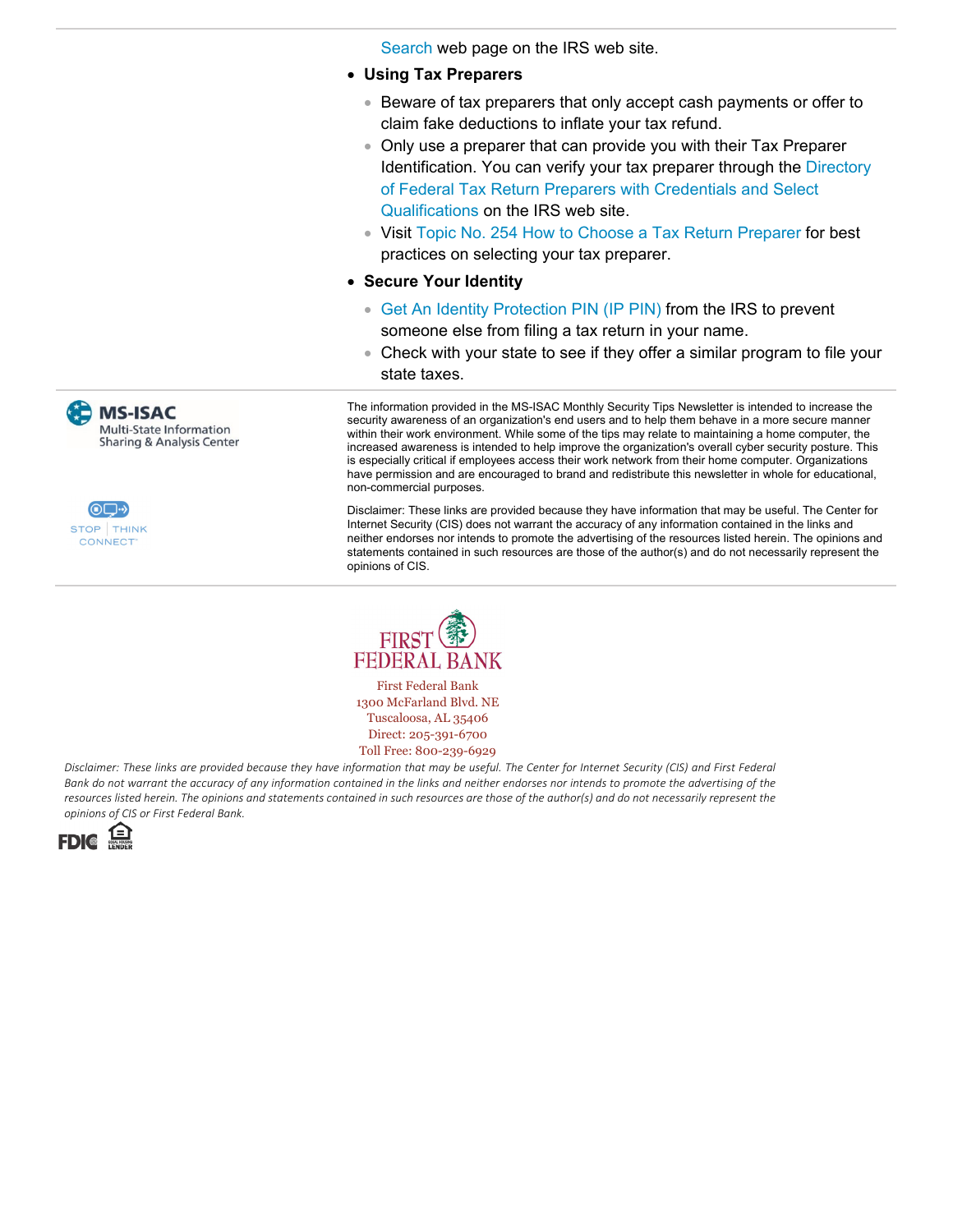Search web page on the IRS web site.

- **Using Tax Preparers**
  - Beware of tax preparers that only accept cash payments or offer to claim fake deductions to inflate your tax refund.
  - Only use a preparer that can provide you with their Tax Preparer Identification. You can verify your tax preparer through the Directory of Federal Tax Return Preparers with Credentials and Select Qualifications on the IRS web site.
  - Visit Topic No. 254 How to Choose a Tax Return Preparer for best practices on selecting your tax preparer.
- **Secure Your Identity**
  - Get An Identity Protection PIN (IP PIN) from the IRS to prevent someone else from filing a tax return in your name.
  - Check with your state to see if they offer a similar program to file your state taxes.

MS-ISAC
Multi-State Information Sharing & Analysis Center

The information provided in the MS-ISAC Monthly Security Tips Newsletter is intended to increase the security awareness of an organization's end users and to help them behave in a more secure manner within their work environment. While some of the tips may relate to maintaining a home computer, the increased awareness is intended to help improve the organization's overall cyber security posture. This is especially critical if employees access their work network from their home computer. Organizations have permission and are encouraged to brand and redistribute this newsletter in whole for educational, non-commercial purposes.

STOP | THINK CONNECT

Disclaimer: These links are provided because they have information that may be useful. The Center for Internet Security (CIS) does not warrant the accuracy of any information contained in the links and neither endorses nor intends to promote the advertising of the resources listed herein. The opinions and statements contained in such resources are those of the author(s) and do not necessarily represent the opinions of CIS.

FIRST FEDERAL BANK

First Federal Bank
1300 McFarland Blvd. NE
Tuscaloosa, AL 35406
Direct: 205-391-6700
Toll Free: 800-239-6929

*Disclaimer: These links are provided because they have information that may be useful. The Center for Internet Security (CIS) and First Federal Bank do not warrant the accuracy of any information contained in the links and neither endorses nor intends to promote the advertising of the resources listed herein. The opinions and statements contained in such resources are those of the author(s) and do not necessarily represent the opinions of CIS or First Federal Bank.*

FDIC EQUAL HOUSING LENDER